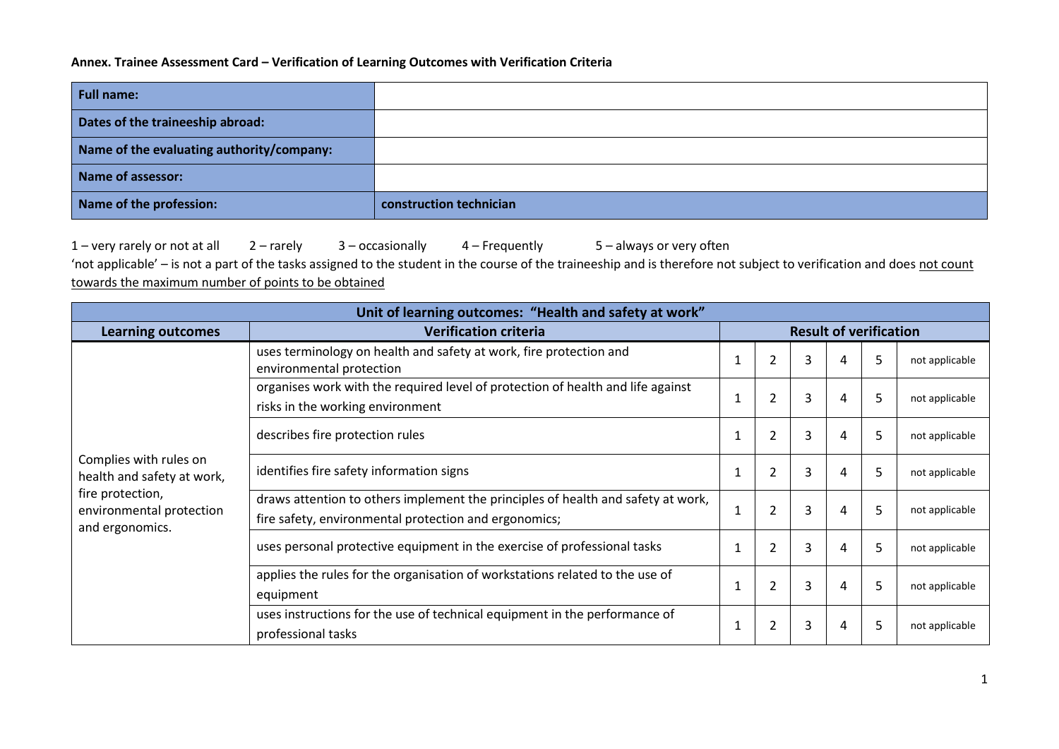**Annex. Trainee Assessment Card – Verification of Learning Outcomes with Verification Criteria**

| **Full name:** | |
|---|---|
| **Dates of the traineeship abroad:** | |
| **Name of the evaluating authority/company:** | |
| **Name of assessor:** | |
| **Name of the profession:** | **construction technician** |

1 – very rarely or not at all  2 – rarely  3 – occasionally  4 – Frequently  5 – always or very often

'not applicable' – is not a part of the tasks assigned to the student in the course of the traineeship and is therefore not subject to verification and does not count towards the maximum number of points to be obtained

| **Unit of learning outcomes: "Health and safety at work"** | | | | | | | | |
|---|---|---|---|---|---|---|---|---|
| **Learning outcomes** | **Verification criteria** | **Result of verification** | | | | | | |
| Complies with rules on health and safety at work, fire protection, environmental protection and ergonomics. | uses terminology on health and safety at work, fire protection and environmental protection | 1 | 2 | 3 | 4 | 5 | not applicable |
| | organises work with the required level of protection of health and life against risks in the working environment | 1 | 2 | 3 | 4 | 5 | not applicable |
| | describes fire protection rules | 1 | 2 | 3 | 4 | 5 | not applicable |
| | identifies fire safety information signs | 1 | 2 | 3 | 4 | 5 | not applicable |
| | draws attention to others implement the principles of health and safety at work, fire safety, environmental protection and ergonomics; | 1 | 2 | 3 | 4 | 5 | not applicable |
| | uses personal protective equipment in the exercise of professional tasks | 1 | 2 | 3 | 4 | 5 | not applicable |
| | applies the rules for the organisation of workstations related to the use of equipment | 1 | 2 | 3 | 4 | 5 | not applicable |
| | uses instructions for the use of technical equipment in the performance of professional tasks | 1 | 2 | 3 | 4 | 5 | not applicable |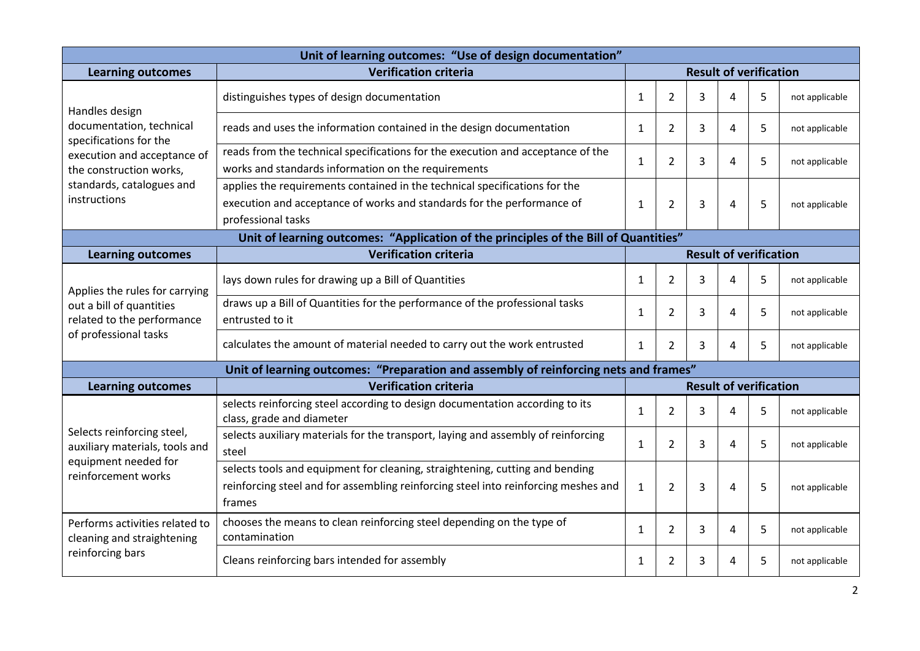| Unit of learning outcomes: "Use of design documentation" | | | | | | | |
|---|---|---|---|---|---|---|---|
| **Learning outcomes** | **Verification criteria** | **Result of verification** | | | | | |
| Handles design documentation, technical specifications for the execution and acceptance of the construction works, standards, catalogues and instructions | distinguishes types of design documentation | 1 | 2 | 3 | 4 | 5 | not applicable |
| | reads and uses the information contained in the design documentation | 1 | 2 | 3 | 4 | 5 | not applicable |
| | reads from the technical specifications for the execution and acceptance of the works and standards information on the requirements | 1 | 2 | 3 | 4 | 5 | not applicable |
| | applies the requirements contained in the technical specifications for the execution and acceptance of works and standards for the performance of professional tasks | 1 | 2 | 3 | 4 | 5 | not applicable |

| Unit of learning outcomes: "Application of the principles of the Bill of Quantities" | | | | | | | |
|---|---|---|---|---|---|---|---|
| **Learning outcomes** | **Verification criteria** | **Result of verification** | | | | | |
| Applies the rules for carrying out a bill of quantities related to the performance of professional tasks | lays down rules for drawing up a Bill of Quantities | 1 | 2 | 3 | 4 | 5 | not applicable |
| | draws up a Bill of Quantities for the performance of the professional tasks entrusted to it | 1 | 2 | 3 | 4 | 5 | not applicable |
| | calculates the amount of material needed to carry out the work entrusted | 1 | 2 | 3 | 4 | 5 | not applicable |

| Unit of learning outcomes: "Preparation and assembly of reinforcing nets and frames" | | | | | | | |
|---|---|---|---|---|---|---|---|
| **Learning outcomes** | **Verification criteria** | **Result of verification** | | | | | |
| Selects reinforcing steel, auxiliary materials, tools and equipment needed for reinforcement works | selects reinforcing steel according to design documentation according to its class, grade and diameter | 1 | 2 | 3 | 4 | 5 | not applicable |
| | selects auxiliary materials for the transport, laying and assembly of reinforcing steel | 1 | 2 | 3 | 4 | 5 | not applicable |
| | selects tools and equipment for cleaning, straightening, cutting and bending reinforcing steel and for assembling reinforcing steel into reinforcing meshes and frames | 1 | 2 | 3 | 4 | 5 | not applicable |
| Performs activities related to cleaning and straightening reinforcing bars | chooses the means to clean reinforcing steel depending on the type of contamination | 1 | 2 | 3 | 4 | 5 | not applicable |
| | Cleans reinforcing bars intended for assembly | 1 | 2 | 3 | 4 | 5 | not applicable |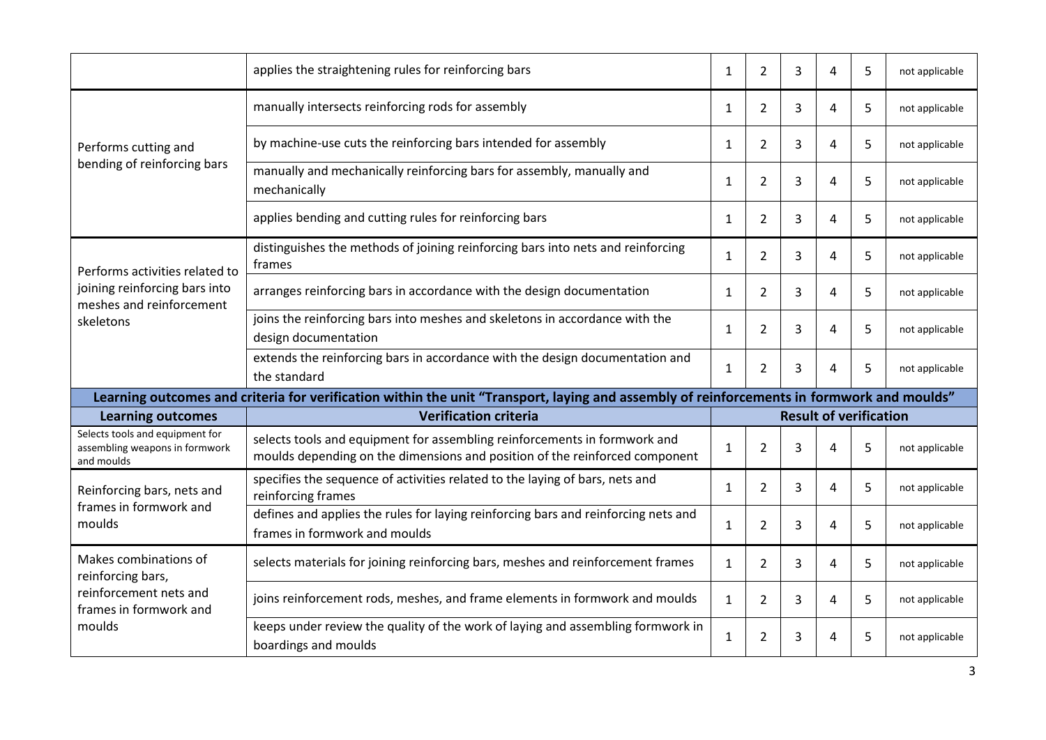| | | | | | | | |
|---|---|---|---|---|---|---|---|
| | applies the straightening rules for reinforcing bars | 1 | 2 | 3 | 4 | 5 | not applicable |
| Performs cutting and bending of reinforcing bars | manually intersects reinforcing rods for assembly | 1 | 2 | 3 | 4 | 5 | not applicable |
| | by machine-use cuts the reinforcing bars intended for assembly | 1 | 2 | 3 | 4 | 5 | not applicable |
| | manually and mechanically reinforcing bars for assembly, manually and mechanically | 1 | 2 | 3 | 4 | 5 | not applicable |
| | applies bending and cutting rules for reinforcing bars | 1 | 2 | 3 | 4 | 5 | not applicable |
| Performs activities related to joining reinforcing bars into meshes and reinforcement skeletons | distinguishes the methods of joining reinforcing bars into nets and reinforcing frames | 1 | 2 | 3 | 4 | 5 | not applicable |
| | arranges reinforcing bars in accordance with the design documentation | 1 | 2 | 3 | 4 | 5 | not applicable |
| | joins the reinforcing bars into meshes and skeletons in accordance with the design documentation | 1 | 2 | 3 | 4 | 5 | not applicable |
| | extends the reinforcing bars in accordance with the design documentation and the standard | 1 | 2 | 3 | 4 | 5 | not applicable |

**Learning outcomes and criteria for verification within the unit "Transport, laying and assembly of reinforcements in formwork and moulds"**

| Learning outcomes | Verification criteria | Result of verification | | | | | |
|---|---|---|---|---|---|---|---|
| Selects tools and equipment for assembling weapons in formwork and moulds | selects tools and equipment for assembling reinforcements in formwork and moulds depending on the dimensions and position of the reinforced component | 1 | 2 | 3 | 4 | 5 | not applicable |
| Reinforcing bars, nets and frames in formwork and moulds | specifies the sequence of activities related to the laying of bars, nets and reinforcing frames | 1 | 2 | 3 | 4 | 5 | not applicable |
| | defines and applies the rules for laying reinforcing bars and reinforcing nets and frames in formwork and moulds | 1 | 2 | 3 | 4 | 5 | not applicable |
| Makes combinations of reinforcing bars, reinforcement nets and frames in formwork and moulds | selects materials for joining reinforcing bars, meshes and reinforcement frames | 1 | 2 | 3 | 4 | 5 | not applicable |
| | joins reinforcement rods, meshes, and frame elements in formwork and moulds | 1 | 2 | 3 | 4 | 5 | not applicable |
| | keeps under review the quality of the work of laying and assembling formwork in boardings and moulds | 1 | 2 | 3 | 4 | 5 | not applicable |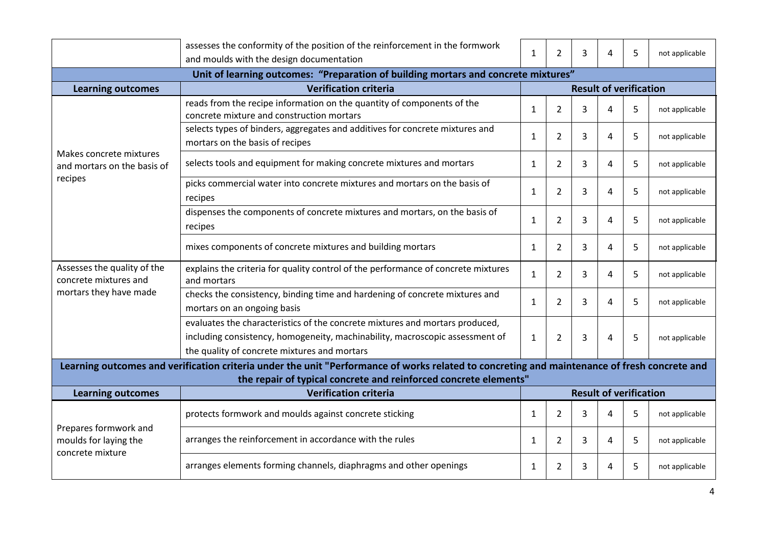| | | | | | | | |
|---|---|---|---|---|---|---|---|
| | assesses the conformity of the position of the reinforcement in the formwork and moulds with the design documentation | 1 | 2 | 3 | 4 | 5 | not applicable |

**Unit of learning outcomes: "Preparation of building mortars and concrete mixtures"**

| Learning outcomes | Verification criteria | Result of verification | | | | | |
|---|---|---|---|---|---|---|---|
| Makes concrete mixtures and mortars on the basis of recipes | reads from the recipe information on the quantity of components of the concrete mixture and construction mortars | 1 | 2 | 3 | 4 | 5 | not applicable |
| | selects types of binders, aggregates and additives for concrete mixtures and mortars on the basis of recipes | 1 | 2 | 3 | 4 | 5 | not applicable |
| | selects tools and equipment for making concrete mixtures and mortars | 1 | 2 | 3 | 4 | 5 | not applicable |
| | picks commercial water into concrete mixtures and mortars on the basis of recipes | 1 | 2 | 3 | 4 | 5 | not applicable |
| | dispenses the components of concrete mixtures and mortars, on the basis of recipes | 1 | 2 | 3 | 4 | 5 | not applicable |
| | mixes components of concrete mixtures and building mortars | 1 | 2 | 3 | 4 | 5 | not applicable |
| Assesses the quality of the concrete mixtures and mortars they have made | explains the criteria for quality control of the performance of concrete mixtures and mortars | 1 | 2 | 3 | 4 | 5 | not applicable |
| | checks the consistency, binding time and hardening of concrete mixtures and mortars on an ongoing basis | 1 | 2 | 3 | 4 | 5 | not applicable |
| | evaluates the characteristics of the concrete mixtures and mortars produced, including consistency, homogeneity, machinability, macroscopic assessment of the quality of concrete mixtures and mortars | 1 | 2 | 3 | 4 | 5 | not applicable |

**Learning outcomes and verification criteria under the unit "Performance of works related to concreting and maintenance of fresh concrete and the repair of typical concrete and reinforced concrete elements"**

| Learning outcomes | Verification criteria | Result of verification | | | | | |
|---|---|---|---|---|---|---|---|
| Prepares formwork and moulds for laying the concrete mixture | protects formwork and moulds against concrete sticking | 1 | 2 | 3 | 4 | 5 | not applicable |
| | arranges the reinforcement in accordance with the rules | 1 | 2 | 3 | 4 | 5 | not applicable |
| | arranges elements forming channels, diaphragms and other openings | 1 | 2 | 3 | 4 | 5 | not applicable |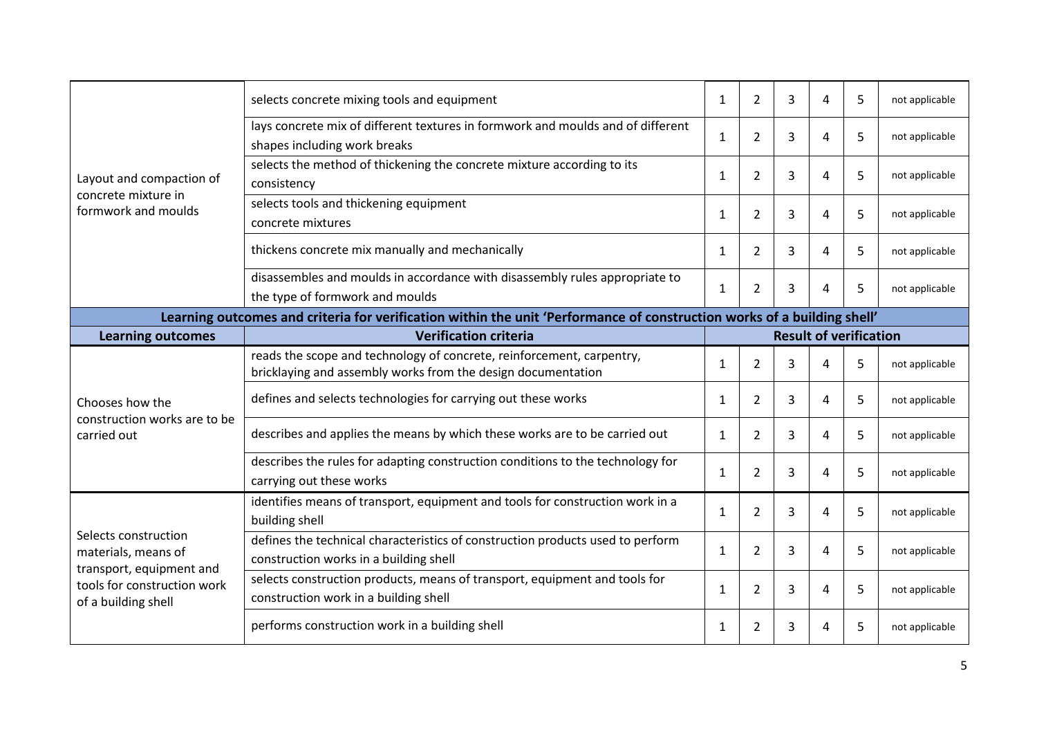| | | | | | | | |
|---|---|---|---|---|---|---|---|
| Layout and compaction of concrete mixture in formwork and moulds | selects concrete mixing tools and equipment | 1 | 2 | 3 | 4 | 5 | not applicable |
| | lays concrete mix of different textures in formwork and moulds and of different shapes including work breaks | 1 | 2 | 3 | 4 | 5 | not applicable |
| | selects the method of thickening the concrete mixture according to its consistency | 1 | 2 | 3 | 4 | 5 | not applicable |
| | selects tools and thickening equipment concrete mixtures | 1 | 2 | 3 | 4 | 5 | not applicable |
| | thickens concrete mix manually and mechanically | 1 | 2 | 3 | 4 | 5 | not applicable |
| | disassembles and moulds in accordance with disassembly rules appropriate to the type of formwork and moulds | 1 | 2 | 3 | 4 | 5 | not applicable |

**Learning outcomes and criteria for verification within the unit 'Performance of construction works of a building shell'**

| Learning outcomes | Verification criteria | Result of verification | | | | | |
|---|---|---|---|---|---|---|---|
| Chooses how the construction works are to be carried out | reads the scope and technology of concrete, reinforcement, carpentry, bricklaying and assembly works from the design documentation | 1 | 2 | 3 | 4 | 5 | not applicable |
| | defines and selects technologies for carrying out these works | 1 | 2 | 3 | 4 | 5 | not applicable |
| | describes and applies the means by which these works are to be carried out | 1 | 2 | 3 | 4 | 5 | not applicable |
| | describes the rules for adapting construction conditions to the technology for carrying out these works | 1 | 2 | 3 | 4 | 5 | not applicable |
| Selects construction materials, means of transport, equipment and tools for construction work of a building shell | identifies means of transport, equipment and tools for construction work in a building shell | 1 | 2 | 3 | 4 | 5 | not applicable |
| | defines the technical characteristics of construction products used to perform construction works in a building shell | 1 | 2 | 3 | 4 | 5 | not applicable |
| | selects construction products, means of transport, equipment and tools for construction work in a building shell | 1 | 2 | 3 | 4 | 5 | not applicable |
| | performs construction work in a building shell | 1 | 2 | 3 | 4 | 5 | not applicable |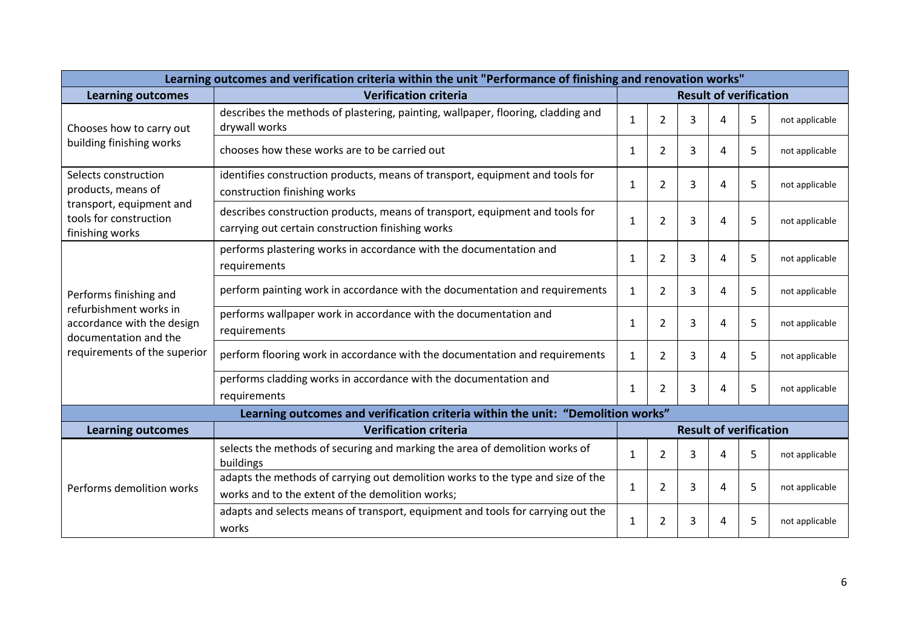| Learning outcomes and verification criteria within the unit "Performance of finishing and renovation works" | | | | | | | |
|---|---|---|---|---|---|---|---|
| **Learning outcomes** | **Verification criteria** | **Result of verification** | | | | | |
| Chooses how to carry out building finishing works | describes the methods of plastering, painting, wallpaper, flooring, cladding and drywall works | 1 | 2 | 3 | 4 | 5 | not applicable |
| | chooses how these works are to be carried out | 1 | 2 | 3 | 4 | 5 | not applicable |
| Selects construction products, means of transport, equipment and tools for construction finishing works | identifies construction products, means of transport, equipment and tools for construction finishing works | 1 | 2 | 3 | 4 | 5 | not applicable |
| | describes construction products, means of transport, equipment and tools for carrying out certain construction finishing works | 1 | 2 | 3 | 4 | 5 | not applicable |
| Performs finishing and refurbishment works in accordance with the design documentation and the requirements of the superior | performs plastering works in accordance with the documentation and requirements | 1 | 2 | 3 | 4 | 5 | not applicable |
| | perform painting work in accordance with the documentation and requirements | 1 | 2 | 3 | 4 | 5 | not applicable |
| | performs wallpaper work in accordance with the documentation and requirements | 1 | 2 | 3 | 4 | 5 | not applicable |
| | perform flooring work in accordance with the documentation and requirements | 1 | 2 | 3 | 4 | 5 | not applicable |
| | performs cladding works in accordance with the documentation and requirements | 1 | 2 | 3 | 4 | 5 | not applicable |

| Learning outcomes and verification criteria within the unit: "Demolition works" | | | | | | | |
|---|---|---|---|---|---|---|---|
| **Learning outcomes** | **Verification criteria** | **Result of verification** | | | | | |
| Performs demolition works | selects the methods of securing and marking the area of demolition works of buildings | 1 | 2 | 3 | 4 | 5 | not applicable |
| | adapts the methods of carrying out demolition works to the type and size of the works and to the extent of the demolition works; | 1 | 2 | 3 | 4 | 5 | not applicable |
| | adapts and selects means of transport, equipment and tools for carrying out the works | 1 | 2 | 3 | 4 | 5 | not applicable |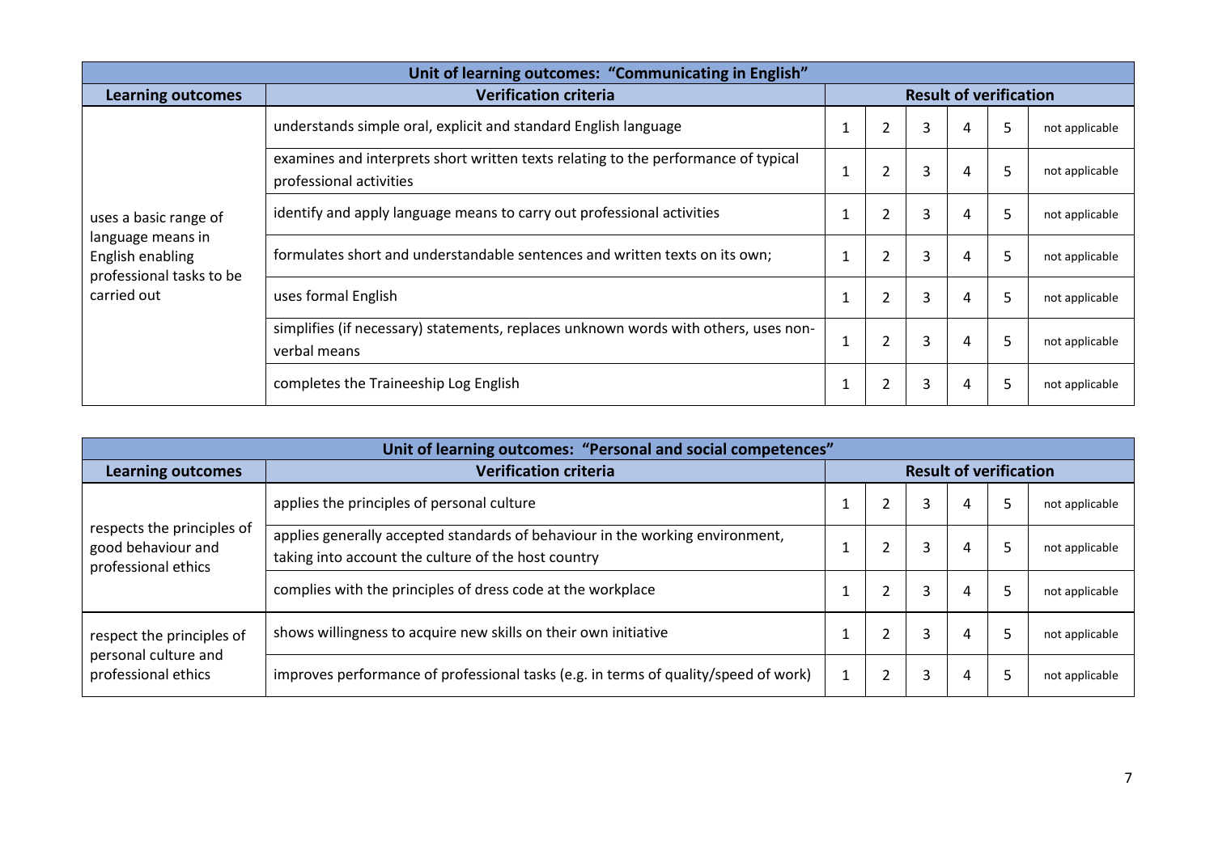| Unit of learning outcomes: "Communicating in English" | | | | | | | |
|---|---|---|---|---|---|---|---|
| **Learning outcomes** | **Verification criteria** | **Result of verification** | | | | | |
| uses a basic range of language means in English enabling professional tasks to be carried out | understands simple oral, explicit and standard English language | 1 | 2 | 3 | 4 | 5 | not applicable |
| | examines and interprets short written texts relating to the performance of typical professional activities | 1 | 2 | 3 | 4 | 5 | not applicable |
| | identify and apply language means to carry out professional activities | 1 | 2 | 3 | 4 | 5 | not applicable |
| | formulates short and understandable sentences and written texts on its own; | 1 | 2 | 3 | 4 | 5 | not applicable |
| | uses formal English | 1 | 2 | 3 | 4 | 5 | not applicable |
| | simplifies (if necessary) statements, replaces unknown words with others, uses non-verbal means | 1 | 2 | 3 | 4 | 5 | not applicable |
| | completes the Traineeship Log English | 1 | 2 | 3 | 4 | 5 | not applicable |

| Unit of learning outcomes: "Personal and social competences" | | | | | | | |
|---|---|---|---|---|---|---|---|
| **Learning outcomes** | **Verification criteria** | **Result of verification** | | | | | |
| respects the principles of good behaviour and professional ethics | applies the principles of personal culture | 1 | 2 | 3 | 4 | 5 | not applicable |
| | applies generally accepted standards of behaviour in the working environment, taking into account the culture of the host country | 1 | 2 | 3 | 4 | 5 | not applicable |
| | complies with the principles of dress code at the workplace | 1 | 2 | 3 | 4 | 5 | not applicable |
| respect the principles of personal culture and professional ethics | shows willingness to acquire new skills on their own initiative | 1 | 2 | 3 | 4 | 5 | not applicable |
| | improves performance of professional tasks (e.g. in terms of quality/speed of work) | 1 | 2 | 3 | 4 | 5 | not applicable |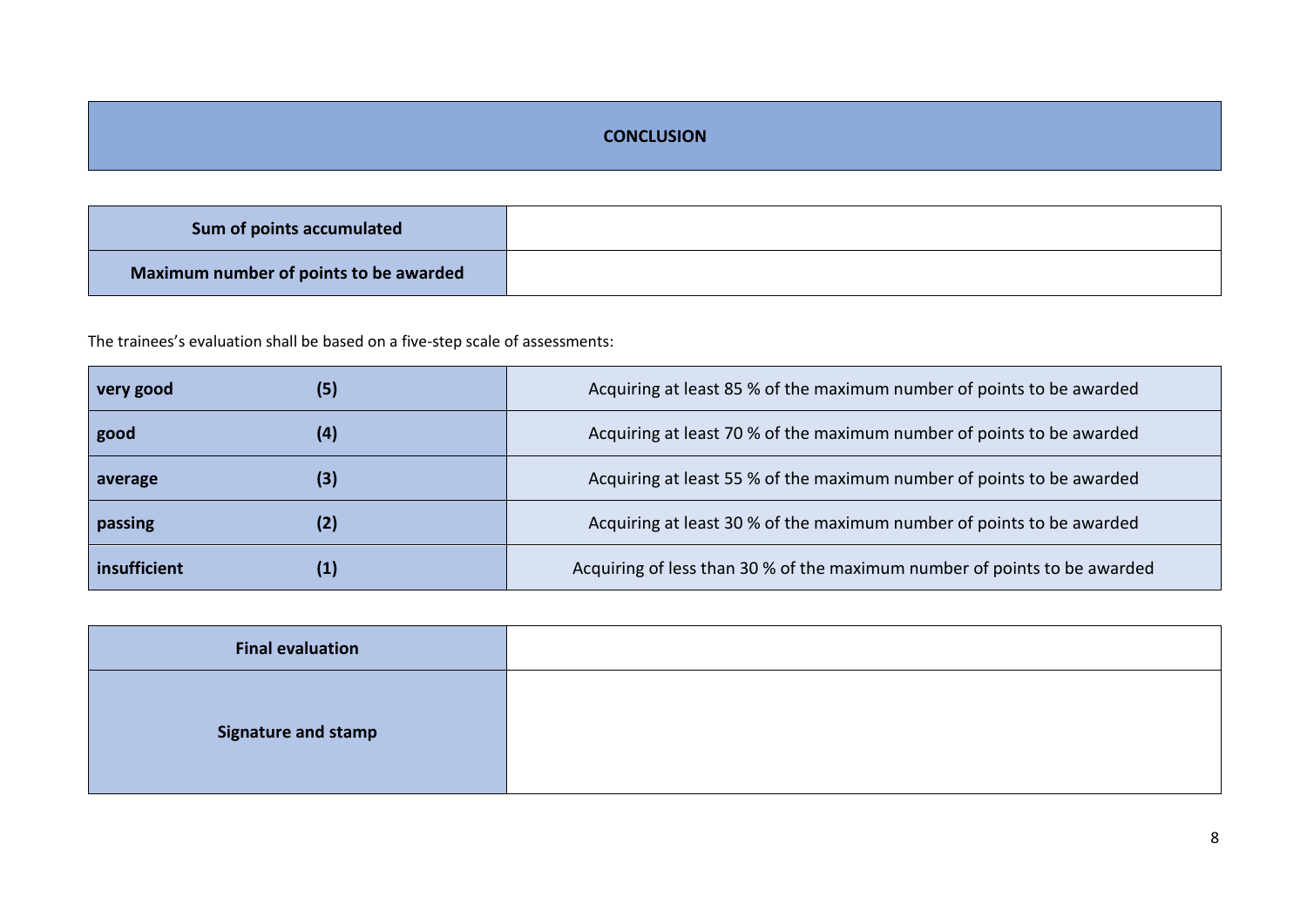## CONCLUSION

| | |
|---|---|
| **Sum of points accumulated** | |
| **Maximum number of points to be awarded** | |

The trainees's evaluation shall be based on a five-step scale of assessments:

| | | |
|---|---|---|
| **very good** | **(5)** | Acquiring at least 85 % of the maximum number of points to be awarded |
| **good** | **(4)** | Acquiring at least 70 % of the maximum number of points to be awarded |
| **average** | **(3)** | Acquiring at least 55 % of the maximum number of points to be awarded |
| **passing** | **(2)** | Acquiring at least 30 % of the maximum number of points to be awarded |
| **insufficient** | **(1)** | Acquiring of less than 30 % of the maximum number of points to be awarded |

| | |
|---|---|
| **Final evaluation** | |
| **Signature and stamp** | |